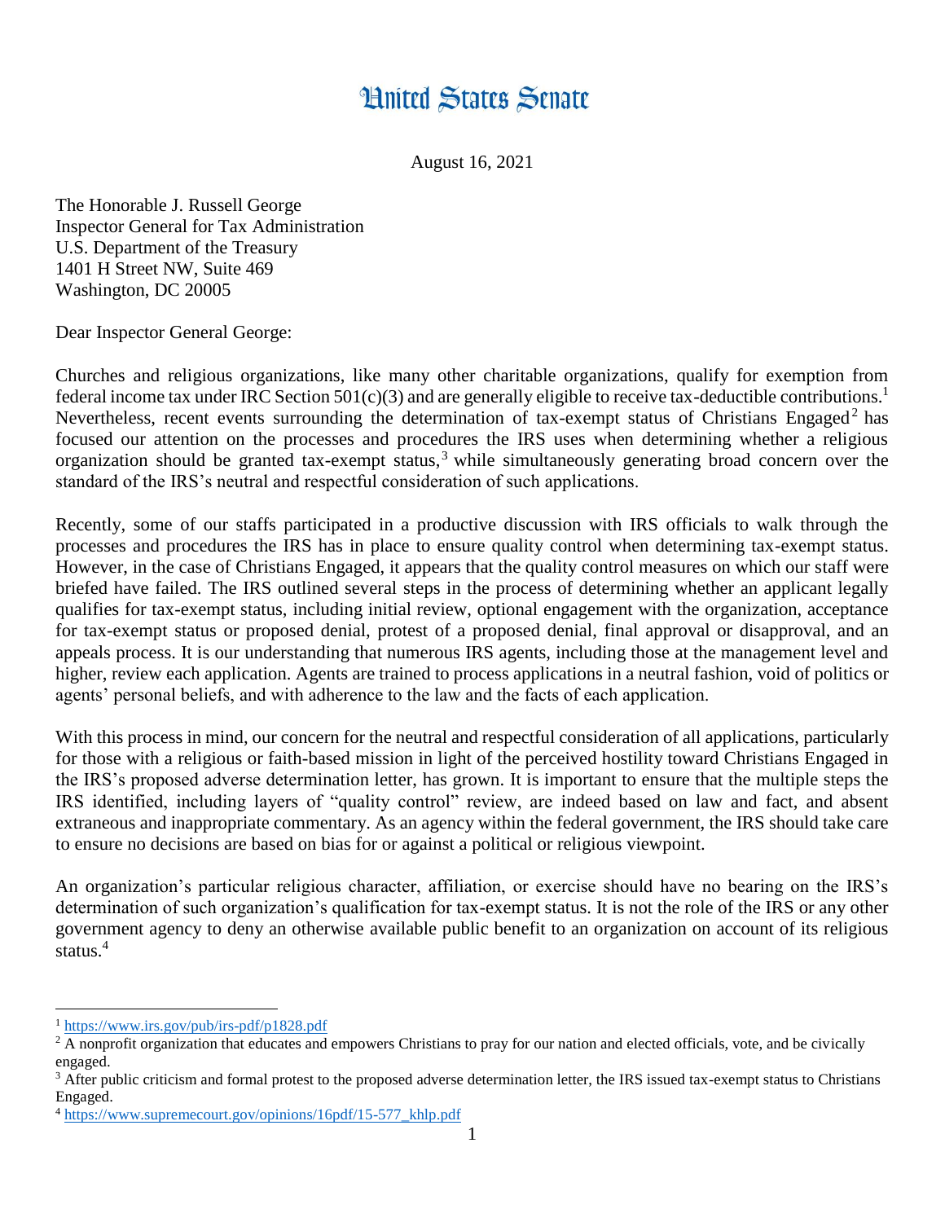# United States Senate

August 16, 2021

The Honorable J. Russell George
Inspector General for Tax Administration
U.S. Department of the Treasury
1401 H Street NW, Suite 469
Washington, DC 20005

Dear Inspector General George:

Churches and religious organizations, like many other charitable organizations, qualify for exemption from federal income tax under IRC Section 501(c)(3) and are generally eligible to receive tax-deductible contributions.[1] Nevertheless, recent events surrounding the determination of tax-exempt status of Christians Engaged[2] has focused our attention on the processes and procedures the IRS uses when determining whether a religious organization should be granted tax-exempt status,[3] while simultaneously generating broad concern over the standard of the IRS's neutral and respectful consideration of such applications.

Recently, some of our staffs participated in a productive discussion with IRS officials to walk through the processes and procedures the IRS has in place to ensure quality control when determining tax-exempt status. However, in the case of Christians Engaged, it appears that the quality control measures on which our staff were briefed have failed. The IRS outlined several steps in the process of determining whether an applicant legally qualifies for tax-exempt status, including initial review, optional engagement with the organization, acceptance for tax-exempt status or proposed denial, protest of a proposed denial, final approval or disapproval, and an appeals process. It is our understanding that numerous IRS agents, including those at the management level and higher, review each application. Agents are trained to process applications in a neutral fashion, void of politics or agents' personal beliefs, and with adherence to the law and the facts of each application.

With this process in mind, our concern for the neutral and respectful consideration of all applications, particularly for those with a religious or faith-based mission in light of the perceived hostility toward Christians Engaged in the IRS's proposed adverse determination letter, has grown. It is important to ensure that the multiple steps the IRS identified, including layers of "quality control" review, are indeed based on law and fact, and absent extraneous and inappropriate commentary. As an agency within the federal government, the IRS should take care to ensure no decisions are based on bias for or against a political or religious viewpoint.

An organization's particular religious character, affiliation, or exercise should have no bearing on the IRS's determination of such organization's qualification for tax-exempt status. It is not the role of the IRS or any other government agency to deny an otherwise available public benefit to an organization on account of its religious status.[4]

---

[1] https://www.irs.gov/pub/irs-pdf/p1828.pdf

[2] A nonprofit organization that educates and empowers Christians to pray for our nation and elected officials, vote, and be civically engaged.

[3] After public criticism and formal protest to the proposed adverse determination letter, the IRS issued tax-exempt status to Christians Engaged.

[4] https://www.supremecourt.gov/opinions/16pdf/15-577_khlp.pdf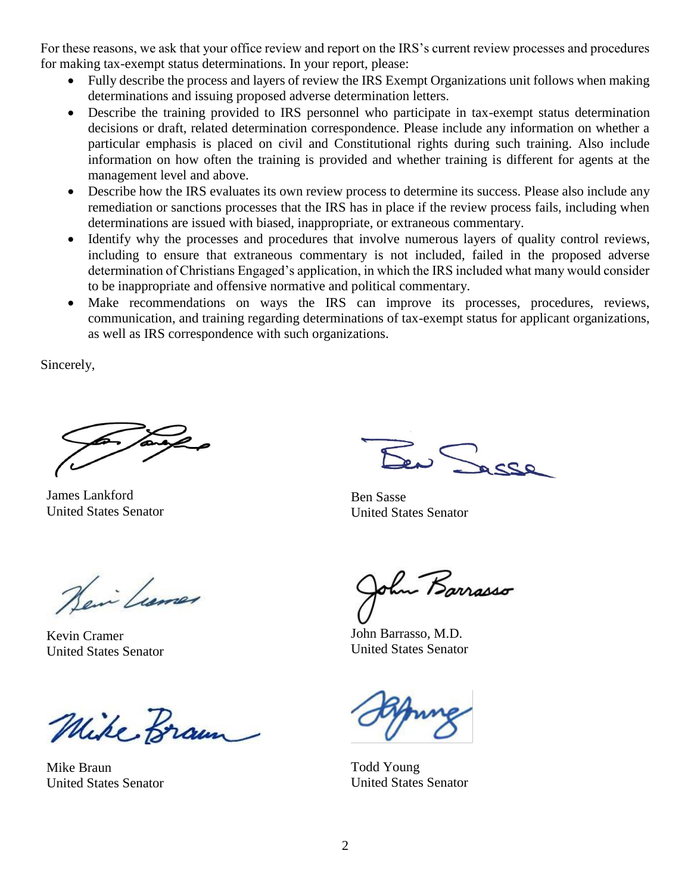For these reasons, we ask that your office review and report on the IRS's current review processes and procedures for making tax-exempt status determinations. In your report, please:

- Fully describe the process and layers of review the IRS Exempt Organizations unit follows when making determinations and issuing proposed adverse determination letters.
- Describe the training provided to IRS personnel who participate in tax-exempt status determination decisions or draft, related determination correspondence. Please include any information on whether a particular emphasis is placed on civil and Constitutional rights during such training. Also include information on how often the training is provided and whether training is different for agents at the management level and above.
- Describe how the IRS evaluates its own review process to determine its success. Please also include any remediation or sanctions processes that the IRS has in place if the review process fails, including when determinations are issued with biased, inappropriate, or extraneous commentary.
- Identify why the processes and procedures that involve numerous layers of quality control reviews, including to ensure that extraneous commentary is not included, failed in the proposed adverse determination of Christians Engaged's application, in which the IRS included what many would consider to be inappropriate and offensive normative and political commentary.
- Make recommendations on ways the IRS can improve its processes, procedures, reviews, communication, and training regarding determinations of tax-exempt status for applicant organizations, as well as IRS correspondence with such organizations.

Sincerely,

James Lankford
United States Senator

Ben Sasse
United States Senator

Kevin Cramer
United States Senator

John Barrasso, M.D.
United States Senator

Mike Braun
United States Senator

Todd Young
United States Senator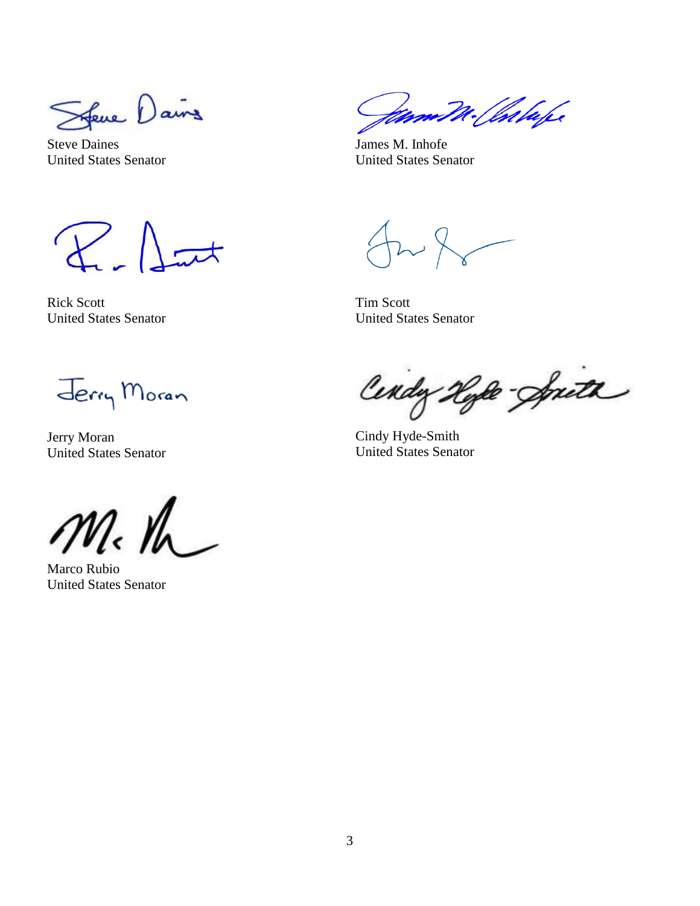Steve Daines
United States Senator

James M. Inhofe
United States Senator

Rick Scott
United States Senator

Tim Scott
United States Senator

Jerry Moran
United States Senator

Cindy Hyde-Smith
United States Senator

Marco Rubio
United States Senator